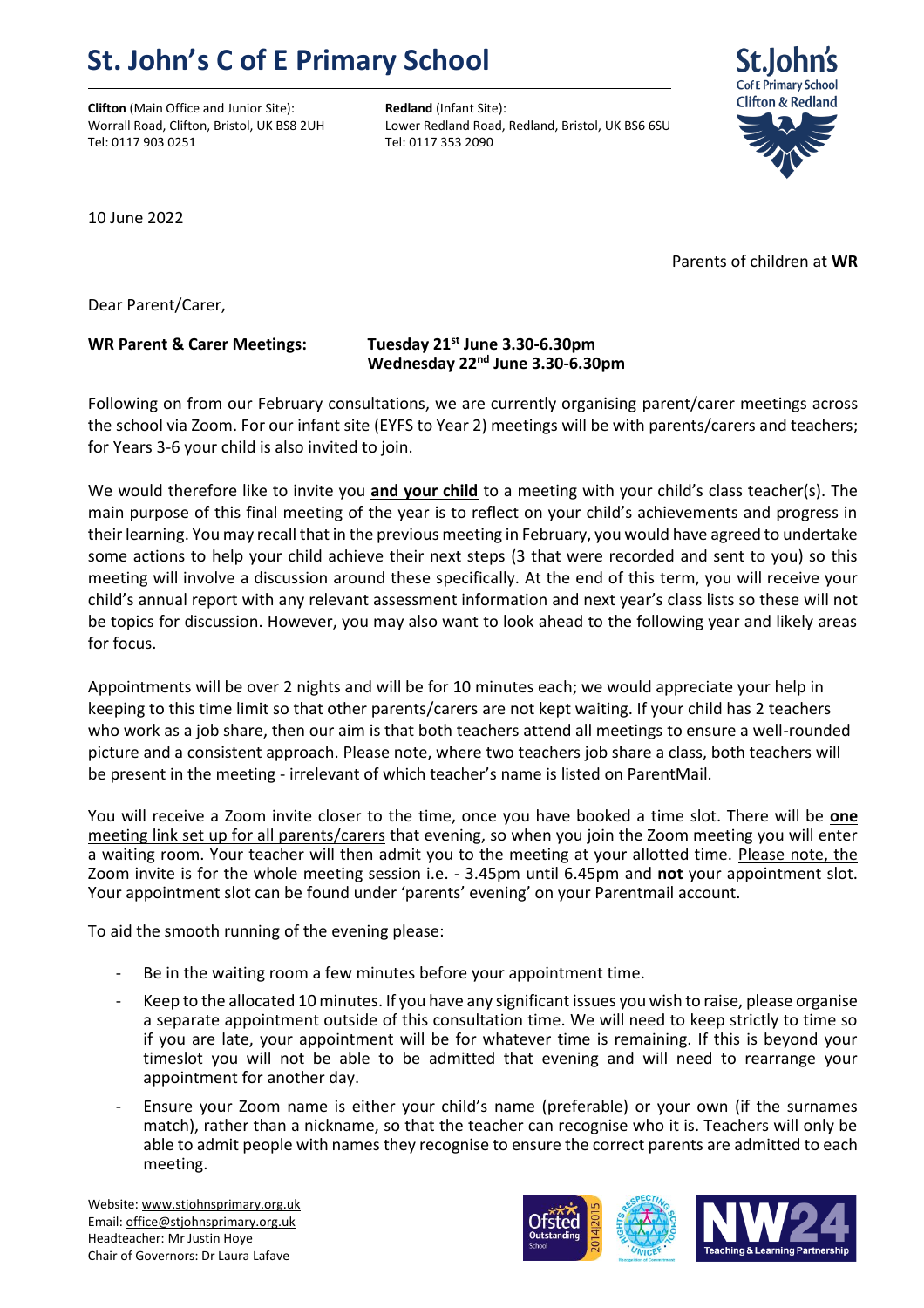# St. John's C of E Primary School

**Clifton** (Main Office and Junior Site):
Worrall Road, Clifton, Bristol, UK BS8 2UH
Tel: 0117 903 0251

**Redland** (Infant Site):
Lower Redland Road, Redland, Bristol, UK BS6 6SU
Tel: 0117 353 2090

10 June 2022

Parents of children at **WR**

Dear Parent/Carer,

**WR Parent & Carer Meetings:** **Tuesday 21st June 3.30-6.30pm**
**Wednesday 22nd June 3.30-6.30pm**

Following on from our February consultations, we are currently organising parent/carer meetings across the school via Zoom. For our infant site (EYFS to Year 2) meetings will be with parents/carers and teachers; for Years 3-6 your child is also invited to join.

We would therefore like to invite you **and your child** to a meeting with your child's class teacher(s). The main purpose of this final meeting of the year is to reflect on your child's achievements and progress in their learning. You may recall that in the previous meeting in February, you would have agreed to undertake some actions to help your child achieve their next steps (3 that were recorded and sent to you) so this meeting will involve a discussion around these specifically. At the end of this term, you will receive your child's annual report with any relevant assessment information and next year's class lists so these will not be topics for discussion. However, you may also want to look ahead to the following year and likely areas for focus.

Appointments will be over 2 nights and will be for 10 minutes each; we would appreciate your help in keeping to this time limit so that other parents/carers are not kept waiting. If your child has 2 teachers who work as a job share, then our aim is that both teachers attend all meetings to ensure a well-rounded picture and a consistent approach. Please note, where two teachers job share a class, both teachers will be present in the meeting - irrelevant of which teacher's name is listed on ParentMail.

You will receive a Zoom invite closer to the time, once you have booked a time slot. There will be **one** meeting link set up for all parents/carers that evening, so when you join the Zoom meeting you will enter a waiting room. Your teacher will then admit you to the meeting at your allotted time. Please note, the Zoom invite is for the whole meeting session i.e. - 3.45pm until 6.45pm and **not** your appointment slot. Your appointment slot can be found under 'parents' evening' on your Parentmail account.

To aid the smooth running of the evening please:

- Be in the waiting room a few minutes before your appointment time.
- Keep to the allocated 10 minutes. If you have any significant issues you wish to raise, please organise a separate appointment outside of this consultation time. We will need to keep strictly to time so if you are late, your appointment will be for whatever time is remaining. If this is beyond your timeslot you will not be able to be admitted that evening and will need to rearrange your appointment for another day.
- Ensure your Zoom name is either your child's name (preferable) or your own (if the surnames match), rather than a nickname, so that the teacher can recognise who it is. Teachers will only be able to admit people with names they recognise to ensure the correct parents are admitted to each meeting.

Website: www.stjohnsprimary.org.uk
Email: office@stjohnsprimary.org.uk
Headteacher: Mr Justin Hoye
Chair of Governors: Dr Laura Lafave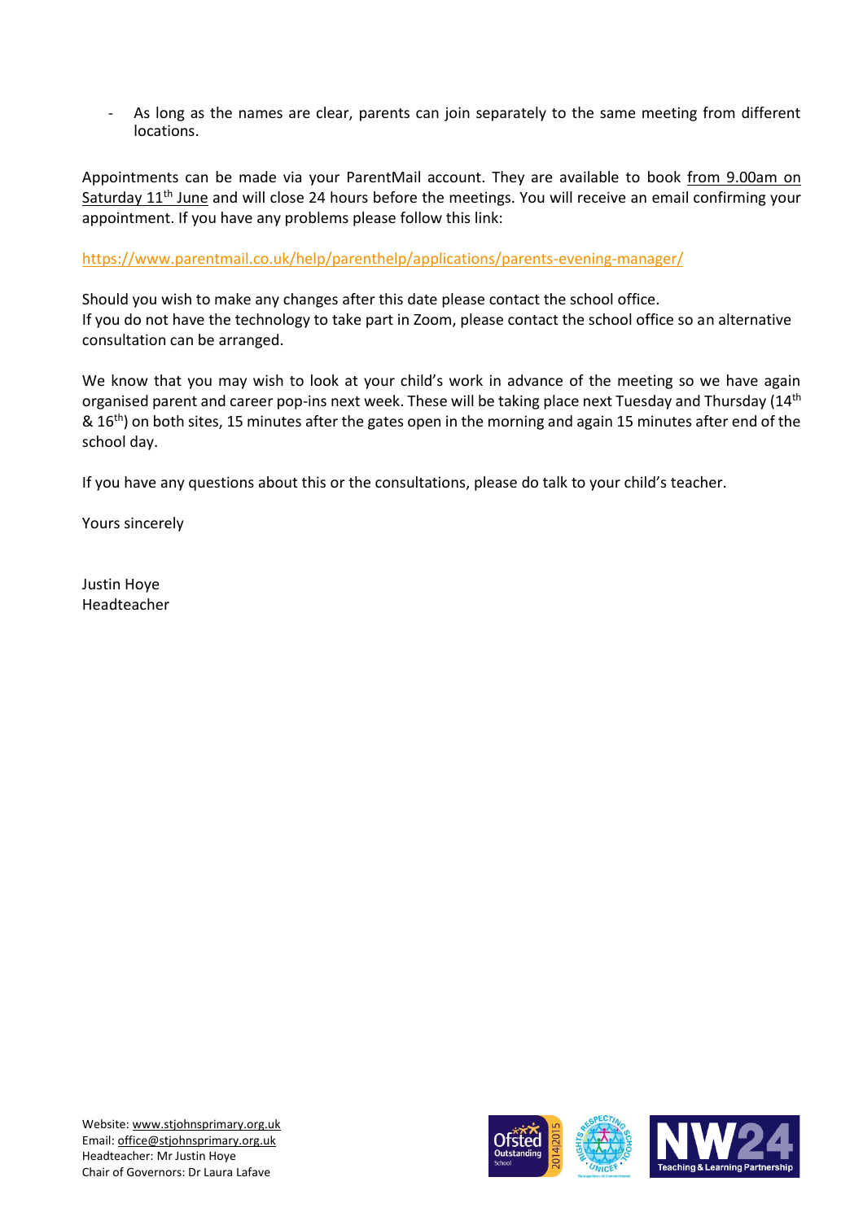- As long as the names are clear, parents can join separately to the same meeting from different locations.

Appointments can be made via your ParentMail account. They are available to book from 9.00am on Saturday 11th June and will close 24 hours before the meetings. You will receive an email confirming your appointment. If you have any problems please follow this link:

https://www.parentmail.co.uk/help/parenthelp/applications/parents-evening-manager/

Should you wish to make any changes after this date please contact the school office.
If you do not have the technology to take part in Zoom, please contact the school office so an alternative consultation can be arranged.

We know that you may wish to look at your child's work in advance of the meeting so we have again organised parent and career pop-ins next week. These will be taking place next Tuesday and Thursday (14th & 16th) on both sites, 15 minutes after the gates open in the morning and again 15 minutes after end of the school day.

If you have any questions about this or the consultations, please do talk to your child's teacher.

Yours sincerely

Justin Hoye
Headteacher

Website: www.stjohnsprimary.org.uk
Email: office@stjohnsprimary.org.uk
Headteacher: Mr Justin Hoye
Chair of Governors: Dr Laura Lafave